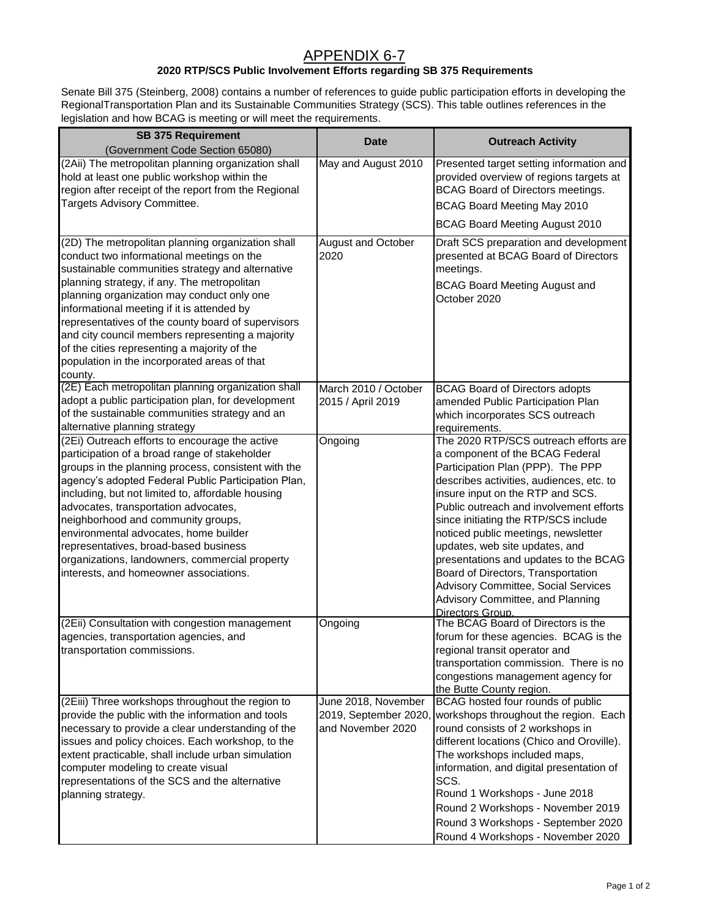# APPENDIX 6-7

## 2020 RTP/SCS Public Involvement Efforts regarding SB 375 Requirements

Senate Bill 375 (Steinberg, 2008) contains a number of references to guide public participation efforts in developing the RegionalTransportation Plan and its Sustainable Communities Strategy (SCS). This table outlines references in the legislation and how BCAG is meeting or will meet the requirements.

| **SB 375 Requirement** (Government Code Section 65080) | **Date** | **Outreach Activity** |
|---|---|---|
| (2Aii) The metropolitan planning organization shall hold at least one public workshop within the region after receipt of the report from the Regional Targets Advisory Committee. | May and August 2010 | Presented target setting information and provided overview of regions targets at BCAG Board of Directors meetings.<br>BCAG Board Meeting May 2010<br>BCAG Board Meeting August 2010 |
| (2D) The metropolitan planning organization shall conduct two informational meetings on the sustainable communities strategy and alternative planning strategy, if any. The metropolitan planning organization may conduct only one informational meeting if it is attended by representatives of the county board of supervisors and city council members representing a majority of the cities representing a majority of the population in the incorporated areas of that county. | August and October 2020 | Draft SCS preparation and development presented at BCAG Board of Directors meetings.<br>BCAG Board Meeting August and October 2020 |
| (2E) Each metropolitan planning organization shall adopt a public participation plan, for development of the sustainable communities strategy and an alternative planning strategy | March 2010 / October 2015 / April 2019 | BCAG Board of Directors adopts amended Public Participation Plan which incorporates SCS outreach requirements. |
| (2Ei) Outreach efforts to encourage the active participation of a broad range of stakeholder groups in the planning process, consistent with the agency's adopted Federal Public Participation Plan, including, but not limited to, affordable housing advocates, transportation advocates, neighborhood and community groups, environmental advocates, home builder representatives, broad-based business organizations, landowners, commercial property interests, and homeowner associations. | Ongoing | The 2020 RTP/SCS outreach efforts are a component of the BCAG Federal Participation Plan (PPP). The PPP describes activities, audiences, etc. to insure input on the RTP and SCS. Public outreach and involvement efforts since initiating the RTP/SCS include noticed public meetings, newsletter updates, web site updates, and presentations and updates to the BCAG Board of Directors, Transportation Advisory Committee, Social Services Advisory Committee, and Planning Directors Group. |
| (2Eii) Consultation with congestion management agencies, transportation agencies, and transportation commissions. | Ongoing | The BCAG Board of Directors is the forum for these agencies. BCAG is the regional transit operator and transportation commission. There is no congestions management agency for the Butte County region. |
| (2Eiii) Three workshops throughout the region to provide the public with the information and tools necessary to provide a clear understanding of the issues and policy choices. Each workshop, to the extent practicable, shall include urban simulation computer modeling to create visual representations of the SCS and the alternative planning strategy. | June 2018, November 2019, September 2020, and November 2020 | BCAG hosted four rounds of public workshops throughout the region. Each round consists of 2 workshops in different locations (Chico and Oroville). The workshops included maps, information, and digital presentation of SCS.<br>Round 1 Workshops - June 2018<br>Round 2 Workshops - November 2019<br>Round 3 Workshops - September 2020<br>Round 4 Workshops - November 2020 |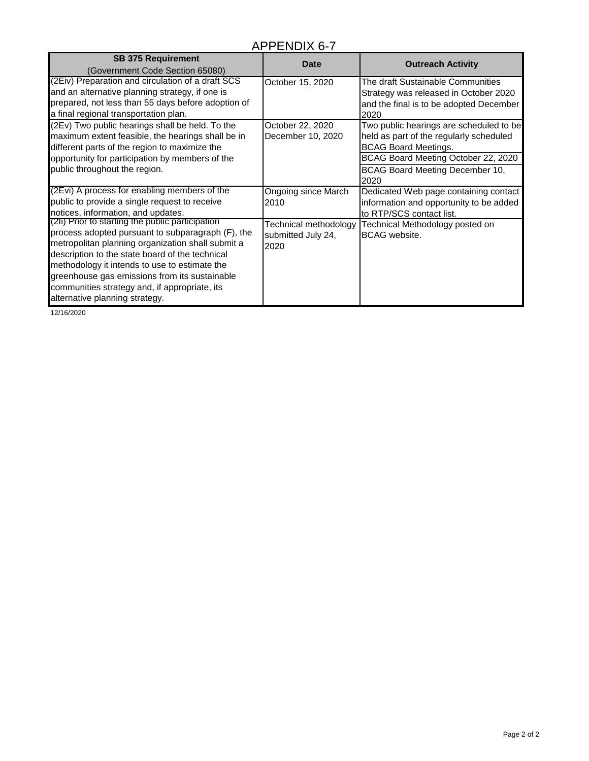# APPENDIX 6-7

| **SB 375 Requirement** (Government Code Section 65080) | **Date** | **Outreach Activity** |
|---|---|---|
| (2Eiv) Preparation and circulation of a draft SCS and an alternative planning strategy, if one is prepared, not less than 55 days before adoption of a final regional transportation plan. | October 15, 2020 | The draft Sustainable Communities Strategy was released in October 2020 and the final is to be adopted December 2020 |
| (2Ev) Two public hearings shall be held. To the maximum extent feasible, the hearings shall be in different parts of the region to maximize the opportunity for participation by members of the public throughout the region. | October 22, 2020<br>December 10, 2020 | Two public hearings are scheduled to be held as part of the regularly scheduled BCAG Board Meetings.<br>BCAG Board Meeting October 22, 2020<br>BCAG Board Meeting December 10, 2020 |
| (2Evi) A process for enabling members of the public to provide a single request to receive notices, information, and updates. | Ongoing since March 2010 | Dedicated Web page containing contact information and opportunity to be added to RTP/SCS contact list. |
| (2II) Prior to starting the public participation process adopted pursuant to subparagraph (F), the metropolitan planning organization shall submit a description to the state board of the technical methodology it intends to use to estimate the greenhouse gas emissions from its sustainable communities strategy and, if appropriate, its alternative planning strategy. | Technical methodology submitted July 24, 2020 | Technical Methodology posted on BCAG website. |

12/16/2020